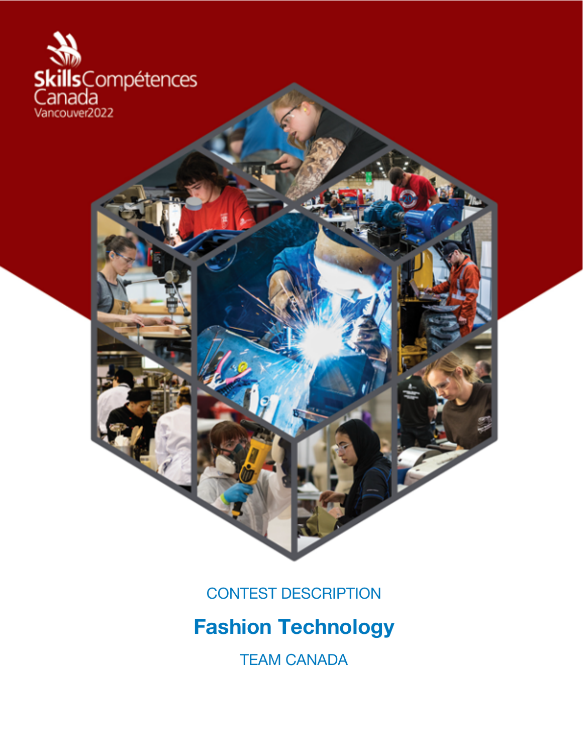SkillsCompétences Canada

Vancouver2022

CONTEST DESCRIPTION

# Fashion Technology

TEAM CANADA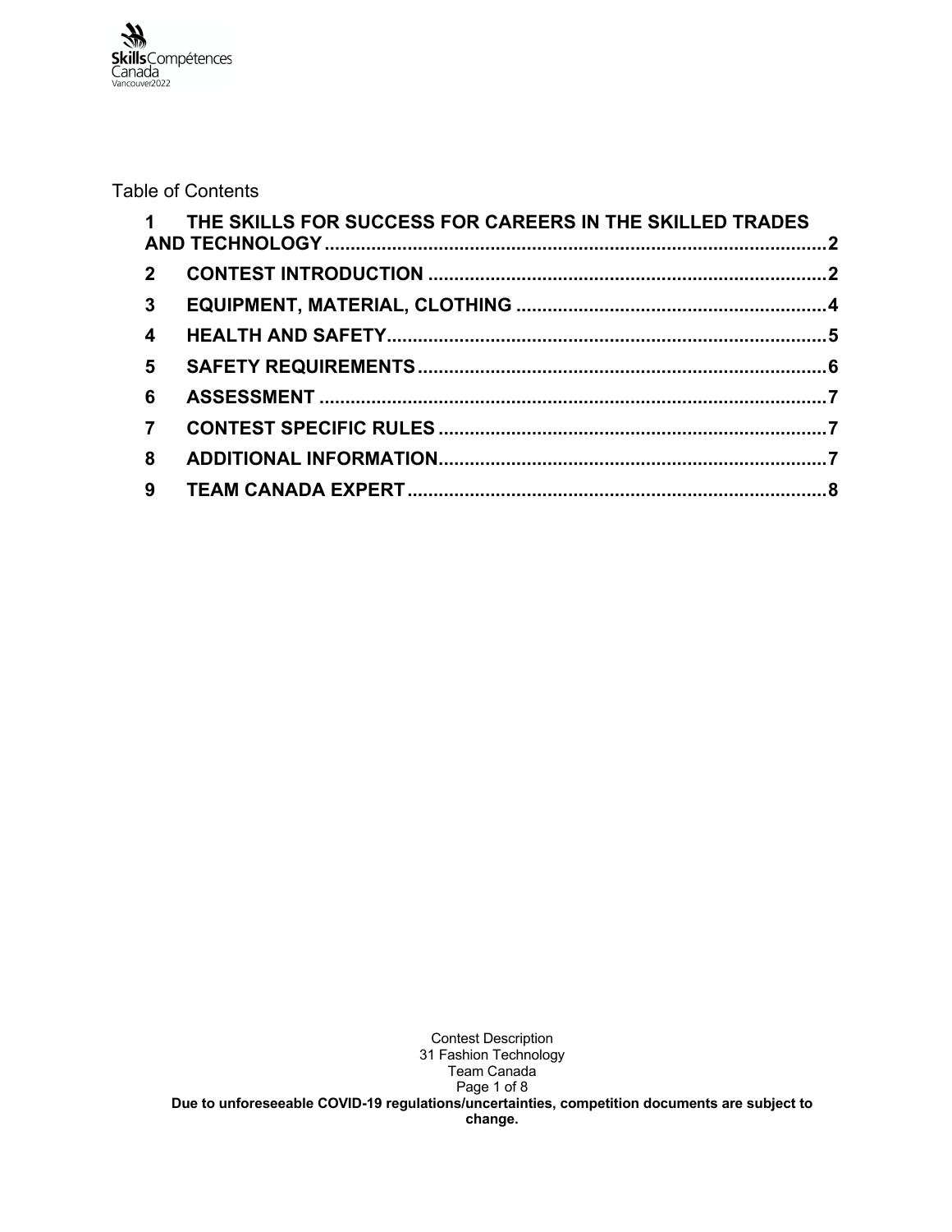Table of Contents

1 THE SKILLS FOR SUCCESS FOR CAREERS IN THE SKILLED TRADES AND TECHNOLOGY ...... 2
2 CONTEST INTRODUCTION ...... 2
3 EQUIPMENT, MATERIAL, CLOTHING ...... 4
4 HEALTH AND SAFETY ...... 5
5 SAFETY REQUIREMENTS ...... 6
6 ASSESSMENT ...... 7
7 CONTEST SPECIFIC RULES ...... 7
8 ADDITIONAL INFORMATION ...... 7
9 TEAM CANADA EXPERT ...... 8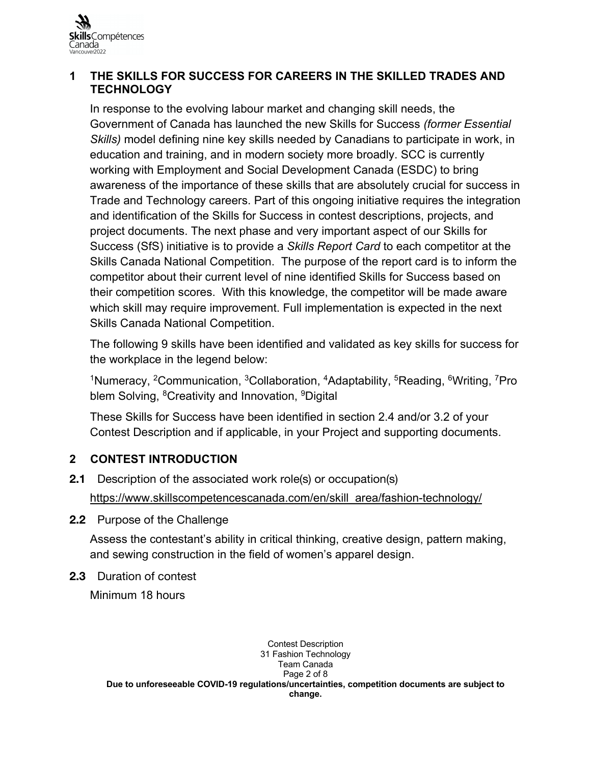## 1 THE SKILLS FOR SUCCESS FOR CAREERS IN THE SKILLED TRADES AND TECHNOLOGY

In response to the evolving labour market and changing skill needs, the Government of Canada has launched the new Skills for Success *(former Essential Skills)* model defining nine key skills needed by Canadians to participate in work, in education and training, and in modern society more broadly. SCC is currently working with Employment and Social Development Canada (ESDC) to bring awareness of the importance of these skills that are absolutely crucial for success in Trade and Technology careers. Part of this ongoing initiative requires the integration and identification of the Skills for Success in contest descriptions, projects, and project documents. The next phase and very important aspect of our Skills for Success (SfS) initiative is to provide a *Skills Report Card* to each competitor at the Skills Canada National Competition. The purpose of the report card is to inform the competitor about their current level of nine identified Skills for Success based on their competition scores. With this knowledge, the competitor will be made aware which skill may require improvement. Full implementation is expected in the next Skills Canada National Competition.

The following 9 skills have been identified and validated as key skills for success for the workplace in the legend below:

[1]Numeracy, [2]Communication, [3]Collaboration, [4]Adaptability, [5]Reading, [6]Writing, [7]Problem Solving, [8]Creativity and Innovation, [9]Digital

These Skills for Success have been identified in section 2.4 and/or 3.2 of your Contest Description and if applicable, in your Project and supporting documents.

## 2 CONTEST INTRODUCTION

**2.1** Description of the associated work role(s) or occupation(s)

https://www.skillscompetencescanada.com/en/skill_area/fashion-technology/

**2.2** Purpose of the Challenge

Assess the contestant's ability in critical thinking, creative design, pattern making, and sewing construction in the field of women's apparel design.

**2.3** Duration of contest

Minimum 18 hours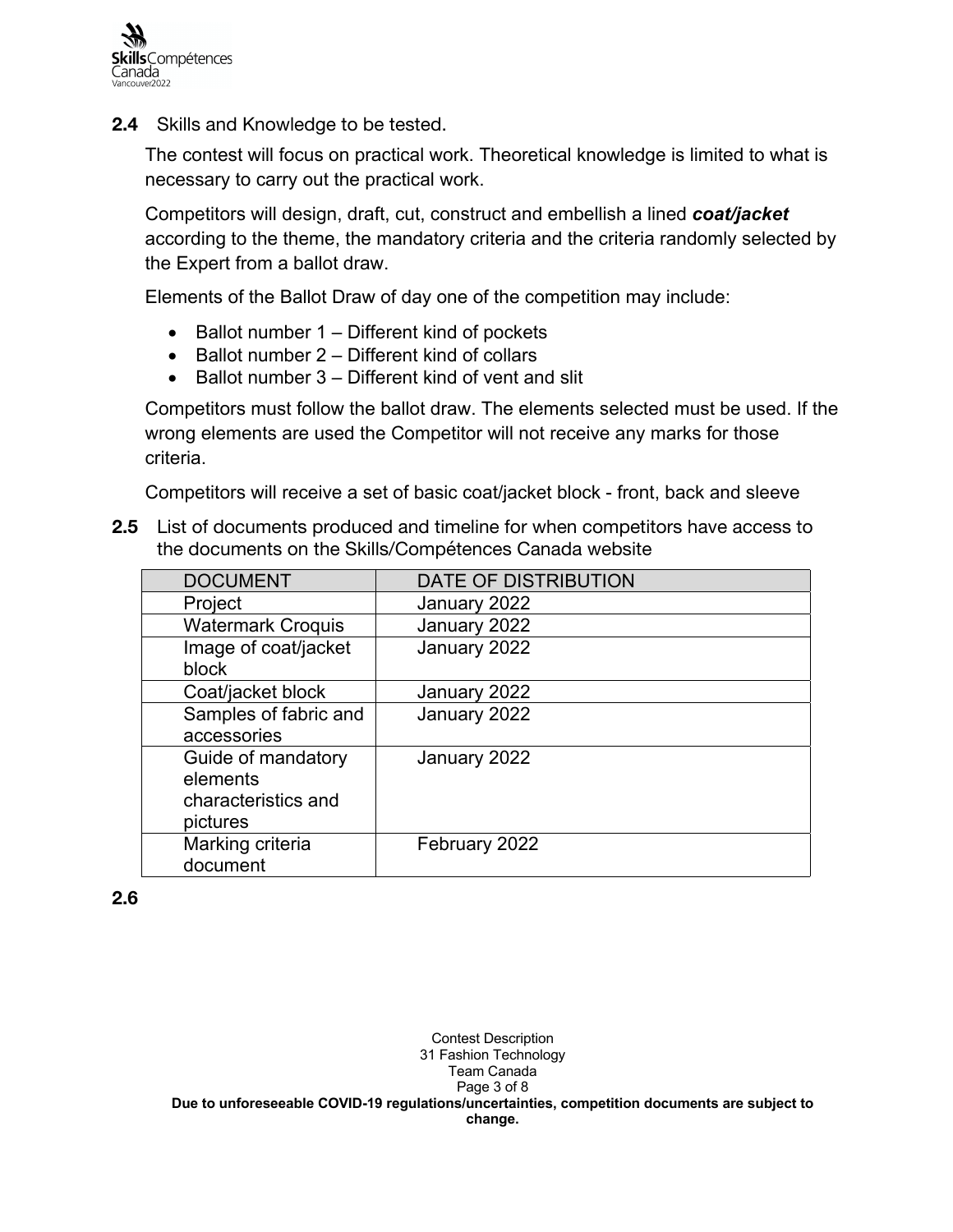**2.4** Skills and Knowledge to be tested.

The contest will focus on practical work. Theoretical knowledge is limited to what is necessary to carry out the practical work.

Competitors will design, draft, cut, construct and embellish a lined ***coat/jacket*** according to the theme, the mandatory criteria and the criteria randomly selected by the Expert from a ballot draw.

Elements of the Ballot Draw of day one of the competition may include:

- Ballot number 1 – Different kind of pockets
- Ballot number 2 – Different kind of collars
- Ballot number 3 – Different kind of vent and slit

Competitors must follow the ballot draw. The elements selected must be used. If the wrong elements are used the Competitor will not receive any marks for those criteria.

Competitors will receive a set of basic coat/jacket block - front, back and sleeve

**2.5** List of documents produced and timeline for when competitors have access to the documents on the Skills/Compétences Canada website

| DOCUMENT | DATE OF DISTRIBUTION |
| --- | --- |
| Project | January 2022 |
| Watermark Croquis | January 2022 |
| Image of coat/jacket block | January 2022 |
| Coat/jacket block | January 2022 |
| Samples of fabric and accessories | January 2022 |
| Guide of mandatory elements characteristics and pictures | January 2022 |
| Marking criteria document | February 2022 |

**2.6**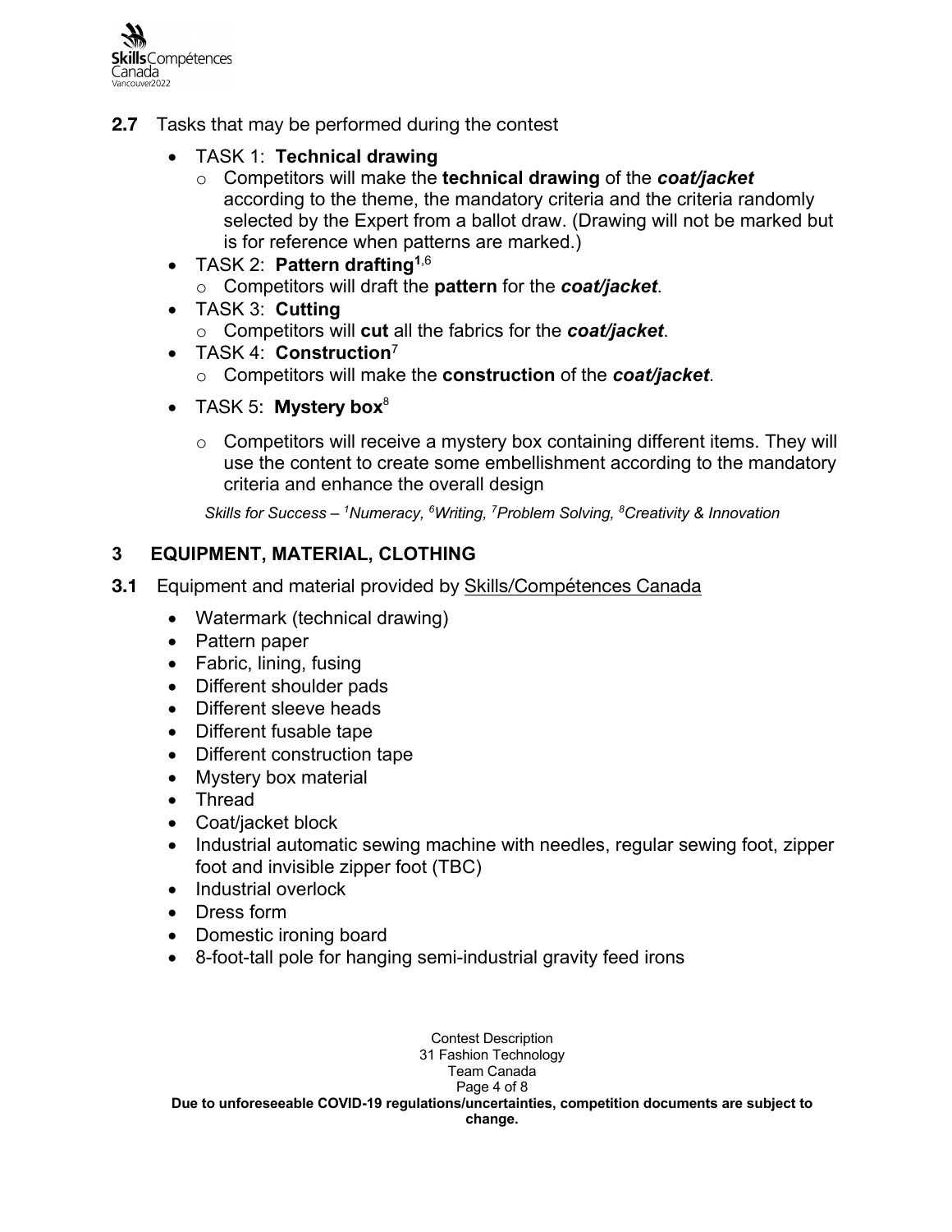**2.7** Tasks that may be performed during the contest

- TASK 1: **Technical drawing**
  - Competitors will make the **technical drawing** of the ***coat/jacket*** according to the theme, the mandatory criteria and the criteria randomly selected by the Expert from a ballot draw. (Drawing will not be marked but is for reference when patterns are marked.)
- TASK 2: **Pattern drafting**[1,6]
  - Competitors will draft the **pattern** for the ***coat/jacket***.
- TASK 3: **Cutting**
  - Competitors will **cut** all the fabrics for the ***coat/jacket***.
- TASK 4: **Construction**[7]
  - Competitors will make the **construction** of the ***coat/jacket***.
- TASK 5: **Mystery box**[8]
  - Competitors will receive a mystery box containing different items. They will use the content to create some embellishment according to the mandatory criteria and enhance the overall design

*Skills for Success – [1]Numeracy, [6]Writing, [7]Problem Solving, [8]Creativity & Innovation*

## 3 EQUIPMENT, MATERIAL, CLOTHING

**3.1** Equipment and material provided by Skills/Compétences Canada

- Watermark (technical drawing)
- Pattern paper
- Fabric, lining, fusing
- Different shoulder pads
- Different sleeve heads
- Different fusable tape
- Different construction tape
- Mystery box material
- Thread
- Coat/jacket block
- Industrial automatic sewing machine with needles, regular sewing foot, zipper foot and invisible zipper foot (TBC)
- Industrial overlock
- Dress form
- Domestic ironing board
- 8-foot-tall pole for hanging semi-industrial gravity feed irons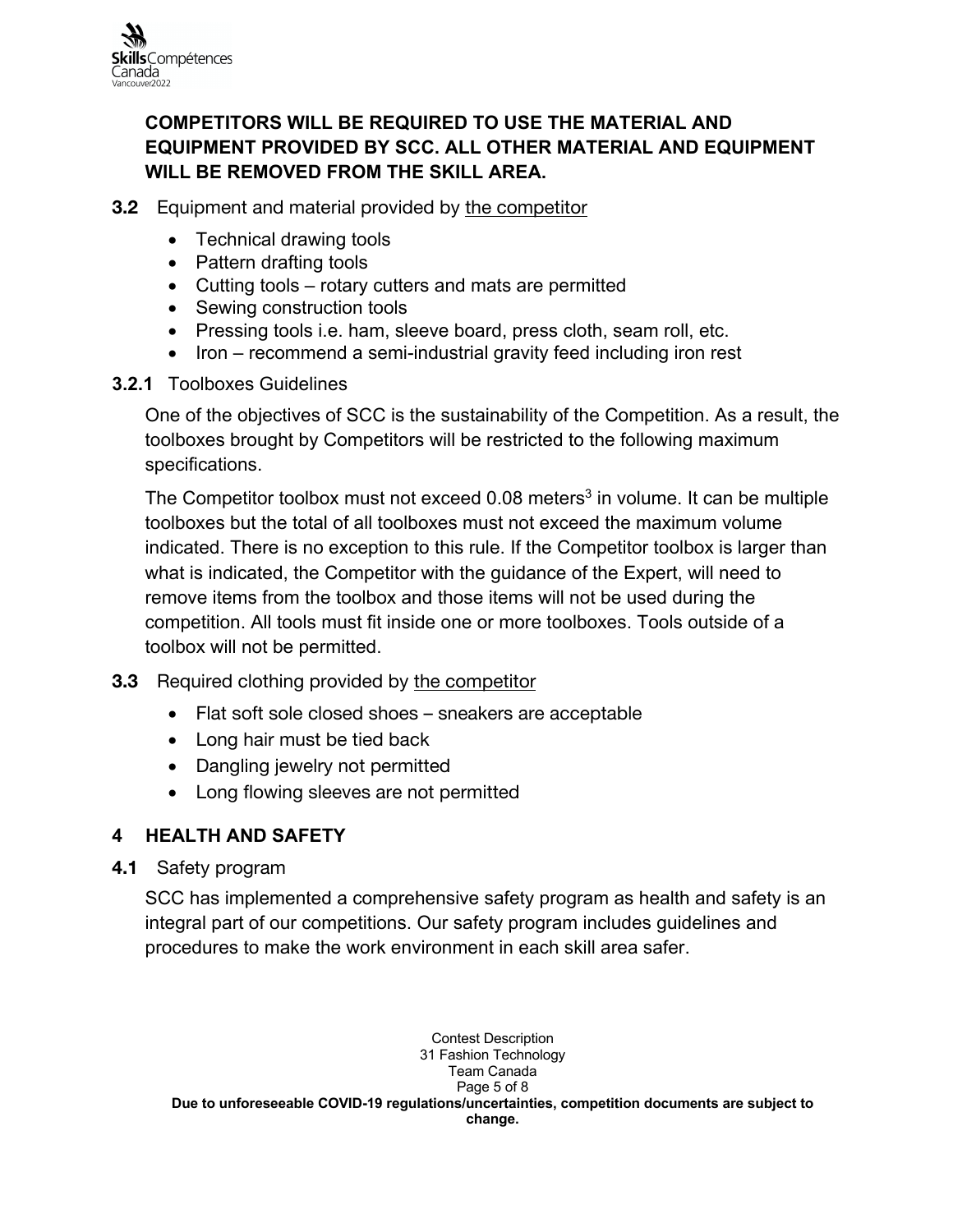**COMPETITORS WILL BE REQUIRED TO USE THE MATERIAL AND EQUIPMENT PROVIDED BY SCC. ALL OTHER MATERIAL AND EQUIPMENT WILL BE REMOVED FROM THE SKILL AREA.**

**3.2** Equipment and material provided by the competitor

- Technical drawing tools
- Pattern drafting tools
- Cutting tools – rotary cutters and mats are permitted
- Sewing construction tools
- Pressing tools i.e. ham, sleeve board, press cloth, seam roll, etc.
- Iron – recommend a semi-industrial gravity feed including iron rest

**3.2.1** Toolboxes Guidelines

One of the objectives of SCC is the sustainability of the Competition. As a result, the toolboxes brought by Competitors will be restricted to the following maximum specifications.

The Competitor toolbox must not exceed 0.08 $meters^3$ in volume. It can be multiple toolboxes but the total of all toolboxes must not exceed the maximum volume indicated. There is no exception to this rule. If the Competitor toolbox is larger than what is indicated, the Competitor with the guidance of the Expert, will need to remove items from the toolbox and those items will not be used during the competition. All tools must fit inside one or more toolboxes. Tools outside of a toolbox will not be permitted.

**3.3** Required clothing provided by the competitor

- Flat soft sole closed shoes – sneakers are acceptable
- Long hair must be tied back
- Dangling jewelry not permitted
- Long flowing sleeves are not permitted

## 4 HEALTH AND SAFETY

**4.1** Safety program

SCC has implemented a comprehensive safety program as health and safety is an integral part of our competitions. Our safety program includes guidelines and procedures to make the work environment in each skill area safer.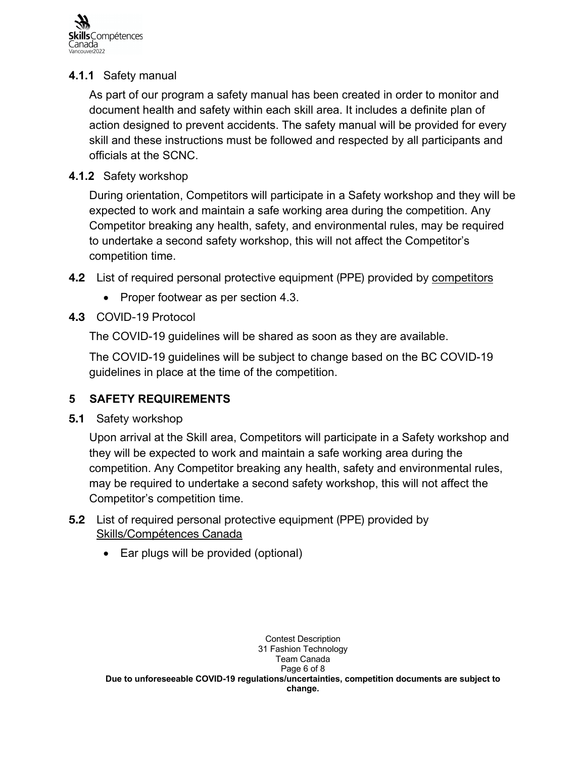#### 4.1.1 Safety manual

As part of our program a safety manual has been created in order to monitor and document health and safety within each skill area. It includes a definite plan of action designed to prevent accidents. The safety manual will be provided for every skill and these instructions must be followed and respected by all participants and officials at the SCNC.

#### 4.1.2 Safety workshop

During orientation, Competitors will participate in a Safety workshop and they will be expected to work and maintain a safe working area during the competition. Any Competitor breaking any health, safety, and environmental rules, may be required to undertake a second safety workshop, this will not affect the Competitor's competition time.

### 4.2 List of required personal protective equipment (PPE) provided by competitors

- Proper footwear as per section 4.3.

### 4.3 COVID-19 Protocol

The COVID-19 guidelines will be shared as soon as they are available.

The COVID-19 guidelines will be subject to change based on the BC COVID-19 guidelines in place at the time of the competition.

## 5 SAFETY REQUIREMENTS

### 5.1 Safety workshop

Upon arrival at the Skill area, Competitors will participate in a Safety workshop and they will be expected to work and maintain a safe working area during the competition. Any Competitor breaking any health, safety and environmental rules, may be required to undertake a second safety workshop, this will not affect the Competitor's competition time.

### 5.2 List of required personal protective equipment (PPE) provided by Skills/Compétences Canada

- Ear plugs will be provided (optional)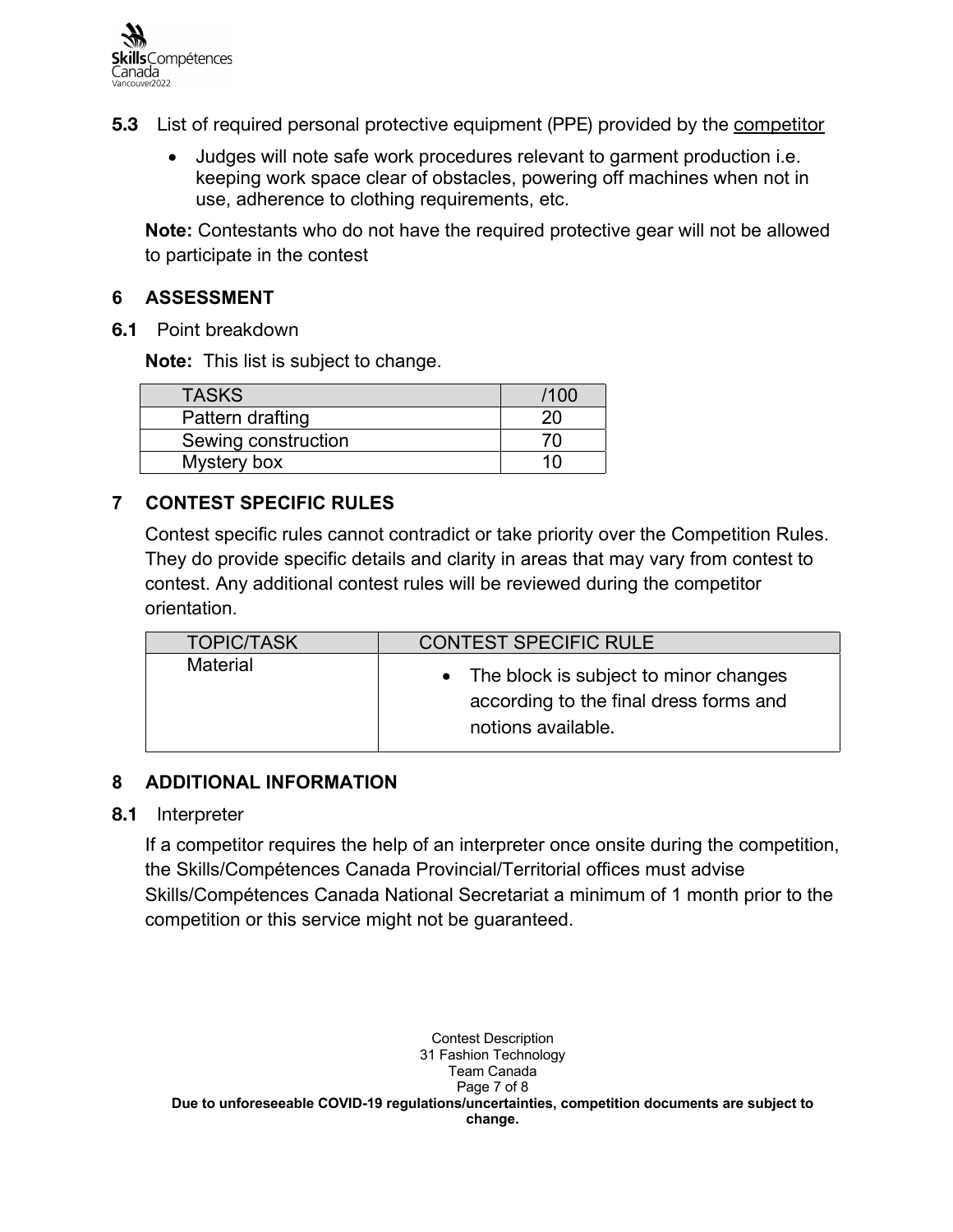**5.3** List of required personal protective equipment (PPE) provided by the competitor

- Judges will note safe work procedures relevant to garment production i.e. keeping work space clear of obstacles, powering off machines when not in use, adherence to clothing requirements, etc.

**Note:** Contestants who do not have the required protective gear will not be allowed to participate in the contest

## 6 ASSESSMENT

**6.1** Point breakdown

**Note:** This list is subject to change.

| TASKS | /100 |
|---|---|
| Pattern drafting | 20 |
| Sewing construction | 70 |
| Mystery box | 10 |

## 7 CONTEST SPECIFIC RULES

Contest specific rules cannot contradict or take priority over the Competition Rules. They do provide specific details and clarity in areas that may vary from contest to contest. Any additional contest rules will be reviewed during the competitor orientation.

| TOPIC/TASK | CONTEST SPECIFIC RULE |
|---|---|
| Material | • The block is subject to minor changes according to the final dress forms and notions available. |

## 8 ADDITIONAL INFORMATION

**8.1** Interpreter

If a competitor requires the help of an interpreter once onsite during the competition, the Skills/Compétences Canada Provincial/Territorial offices must advise Skills/Compétences Canada National Secretariat a minimum of 1 month prior to the competition or this service might not be guaranteed.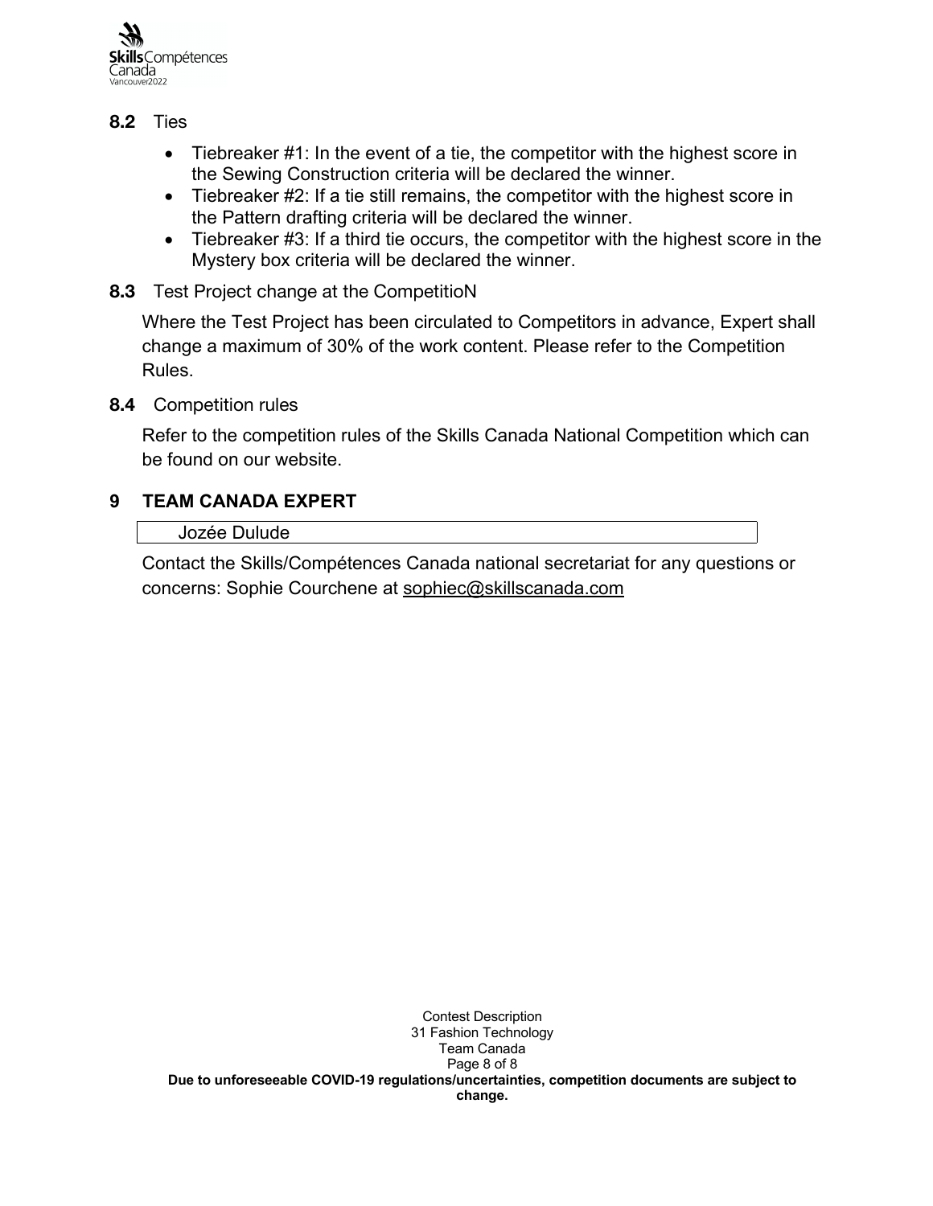### 8.2 Ties

- Tiebreaker #1: In the event of a tie, the competitor with the highest score in the Sewing Construction criteria will be declared the winner.
- Tiebreaker #2: If a tie still remains, the competitor with the highest score in the Pattern drafting criteria will be declared the winner.
- Tiebreaker #3: If a third tie occurs, the competitor with the highest score in the Mystery box criteria will be declared the winner.

### 8.3 Test Project change at the CompetitioN

Where the Test Project has been circulated to Competitors in advance, Expert shall change a maximum of 30% of the work content. Please refer to the Competition Rules.

### 8.4 Competition rules

Refer to the competition rules of the Skills Canada National Competition which can be found on our website.

## 9 TEAM CANADA EXPERT

| |
|---|
| Jozée Dulude |

Contact the Skills/Compétences Canada national secretariat for any questions or concerns: Sophie Courchene at sophiec@skillscanada.com